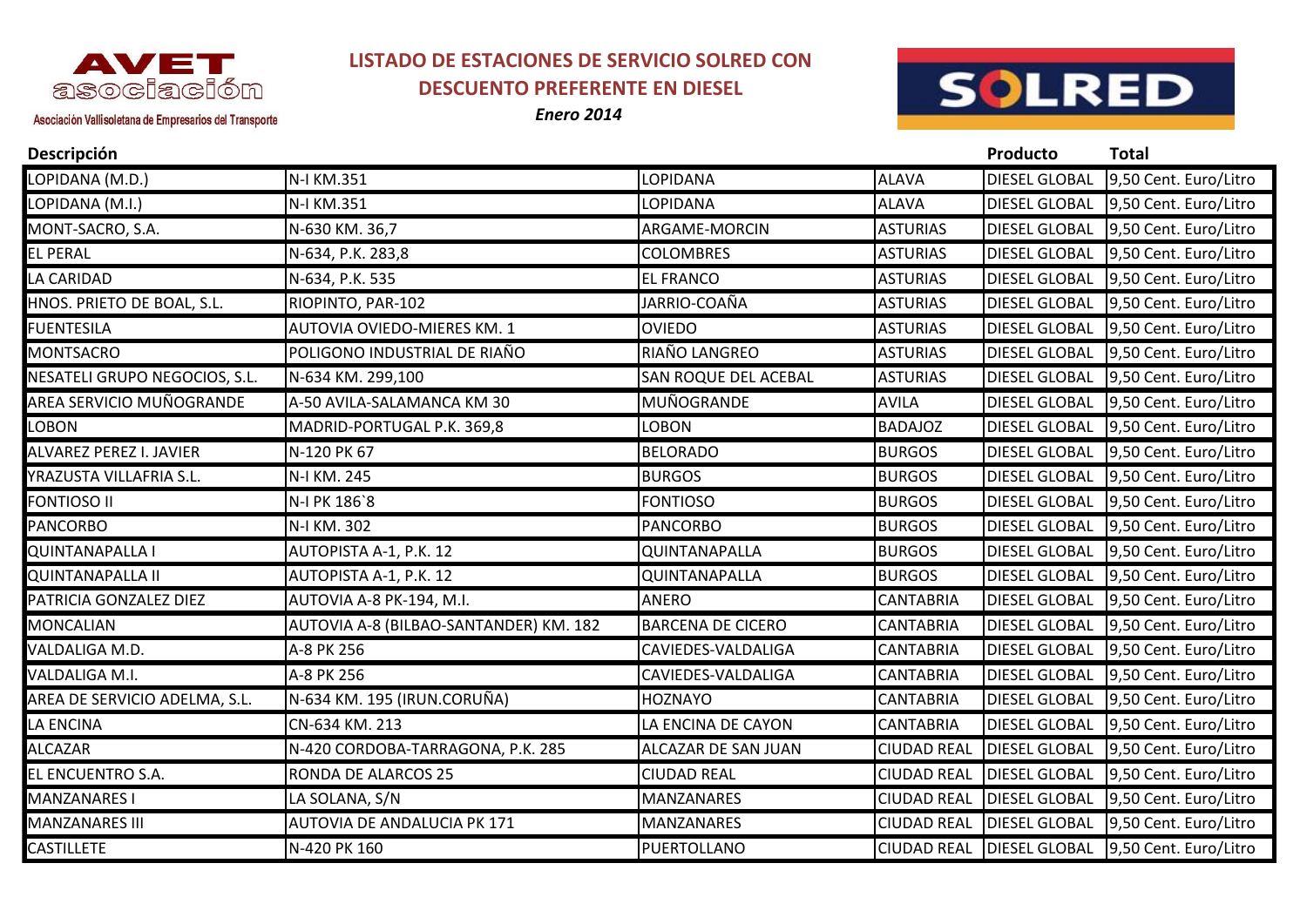AVET asociación

Asociación Vallisoletana de Empresarios del Transporte

## LISTADO DE ESTACIONES DE SERVICIO SOLRED CON DESCUENTO PREFERENTE EN DIESEL

*Enero 2014*

SOLRED

| Descripción | | | | Producto | Total |
|---|---|---|---|---|---|
| LOPIDANA (M.D.) | N-I KM.351 | LOPIDANA | ALAVA | DIESEL GLOBAL | 9,50 Cent. Euro/Litro |
| LOPIDANA (M.I.) | N-I KM.351 | LOPIDANA | ALAVA | DIESEL GLOBAL | 9,50 Cent. Euro/Litro |
| MONT-SACRO, S.A. | N-630 KM. 36,7 | ARGAME-MORCIN | ASTURIAS | DIESEL GLOBAL | 9,50 Cent. Euro/Litro |
| EL PERAL | N-634, P.K. 283,8 | COLOMBRES | ASTURIAS | DIESEL GLOBAL | 9,50 Cent. Euro/Litro |
| LA CARIDAD | N-634, P.K. 535 | EL FRANCO | ASTURIAS | DIESEL GLOBAL | 9,50 Cent. Euro/Litro |
| HNOS. PRIETO DE BOAL, S.L. | RIOPINTO, PAR-102 | JARRIO-COAÑA | ASTURIAS | DIESEL GLOBAL | 9,50 Cent. Euro/Litro |
| FUENTESILA | AUTOVIA OVIEDO-MIERES KM. 1 | OVIEDO | ASTURIAS | DIESEL GLOBAL | 9,50 Cent. Euro/Litro |
| MONTSACRO | POLIGONO INDUSTRIAL DE RIAÑO | RIAÑO LANGREO | ASTURIAS | DIESEL GLOBAL | 9,50 Cent. Euro/Litro |
| NESATELI GRUPO NEGOCIOS, S.L. | N-634 KM. 299,100 | SAN ROQUE DEL ACEBAL | ASTURIAS | DIESEL GLOBAL | 9,50 Cent. Euro/Litro |
| AREA SERVICIO MUÑOGRANDE | A-50 AVILA-SALAMANCA KM 30 | MUÑOGRANDE | AVILA | DIESEL GLOBAL | 9,50 Cent. Euro/Litro |
| LOBON | MADRID-PORTUGAL P.K. 369,8 | LOBON | BADAJOZ | DIESEL GLOBAL | 9,50 Cent. Euro/Litro |
| ALVAREZ PEREZ I. JAVIER | N-120 PK 67 | BELORADO | BURGOS | DIESEL GLOBAL | 9,50 Cent. Euro/Litro |
| YRAZUSTA VILLAFRIA S.L. | N-I KM. 245 | BURGOS | BURGOS | DIESEL GLOBAL | 9,50 Cent. Euro/Litro |
| FONTIOSO II | N-I PK 186`8 | FONTIOSO | BURGOS | DIESEL GLOBAL | 9,50 Cent. Euro/Litro |
| PANCORBO | N-I KM. 302 | PANCORBO | BURGOS | DIESEL GLOBAL | 9,50 Cent. Euro/Litro |
| QUINTANAPALLA I | AUTOPISTA A-1, P.K. 12 | QUINTANAPALLA | BURGOS | DIESEL GLOBAL | 9,50 Cent. Euro/Litro |
| QUINTANAPALLA II | AUTOPISTA A-1, P.K. 12 | QUINTANAPALLA | BURGOS | DIESEL GLOBAL | 9,50 Cent. Euro/Litro |
| PATRICIA GONZALEZ DIEZ | AUTOVIA A-8 PK-194, M.I. | ANERO | CANTABRIA | DIESEL GLOBAL | 9,50 Cent. Euro/Litro |
| MONCALIAN | AUTOVIA A-8 (BILBAO-SANTANDER) KM. 182 | BARCENA DE CICERO | CANTABRIA | DIESEL GLOBAL | 9,50 Cent. Euro/Litro |
| VALDALIGA M.D. | A-8 PK 256 | CAVIEDES-VALDALIGA | CANTABRIA | DIESEL GLOBAL | 9,50 Cent. Euro/Litro |
| VALDALIGA M.I. | A-8 PK 256 | CAVIEDES-VALDALIGA | CANTABRIA | DIESEL GLOBAL | 9,50 Cent. Euro/Litro |
| AREA DE SERVICIO ADELMA, S.L. | N-634 KM. 195 (IRUN.CORUÑA) | HOZNAYO | CANTABRIA | DIESEL GLOBAL | 9,50 Cent. Euro/Litro |
| LA ENCINA | CN-634 KM. 213 | LA ENCINA DE CAYON | CANTABRIA | DIESEL GLOBAL | 9,50 Cent. Euro/Litro |
| ALCAZAR | N-420 CORDOBA-TARRAGONA, P.K. 285 | ALCAZAR DE SAN JUAN | CIUDAD REAL | DIESEL GLOBAL | 9,50 Cent. Euro/Litro |
| EL ENCUENTRO S.A. | RONDA DE ALARCOS 25 | CIUDAD REAL | CIUDAD REAL | DIESEL GLOBAL | 9,50 Cent. Euro/Litro |
| MANZANARES I | LA SOLANA, S/N | MANZANARES | CIUDAD REAL | DIESEL GLOBAL | 9,50 Cent. Euro/Litro |
| MANZANARES III | AUTOVIA DE ANDALUCIA PK 171 | MANZANARES | CIUDAD REAL | DIESEL GLOBAL | 9,50 Cent. Euro/Litro |
| CASTILLETE | N-420 PK 160 | PUERTOLLANO | CIUDAD REAL | DIESEL GLOBAL | 9,50 Cent. Euro/Litro |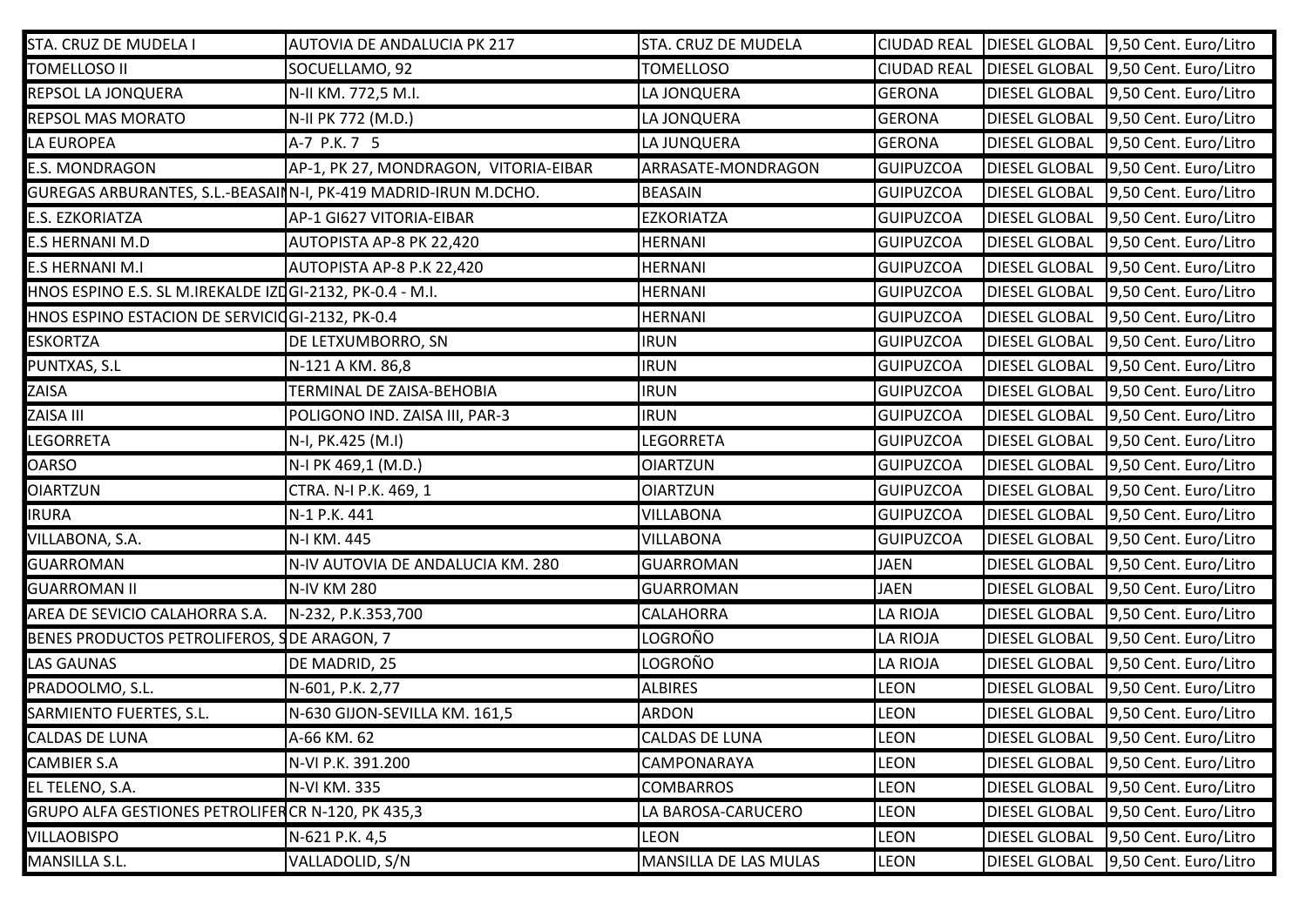| STA. CRUZ DE MUDELA I | AUTOVIA DE ANDALUCIA PK 217 | STA. CRUZ DE MUDELA | CIUDAD REAL | DIESEL GLOBAL | 9,50 Cent. Euro/Litro |
|---|---|---|---|---|---|
| TOMELLOSO II | SOCUELLAMO, 92 | TOMELLOSO | CIUDAD REAL | DIESEL GLOBAL | 9,50 Cent. Euro/Litro |
| REPSOL LA JONQUERA | N-II KM. 772,5 M.I. | LA JONQUERA | GERONA | DIESEL GLOBAL | 9,50 Cent. Euro/Litro |
| REPSOL MAS MORATO | N-II PK 772 (M.D.) | LA JONQUERA | GERONA | DIESEL GLOBAL | 9,50 Cent. Euro/Litro |
| LA EUROPEA | A-7 P.K. 7 5 | LA JUNQUERA | GERONA | DIESEL GLOBAL | 9,50 Cent. Euro/Litro |
| E.S. MONDRAGON | AP-1, PK 27, MONDRAGON, VITORIA-EIBAR | ARRASATE-MONDRAGON | GUIPUZCOA | DIESEL GLOBAL | 9,50 Cent. Euro/Litro |
| GUREGAS ARBURANTES, S.L.-BEASAIN | N-I, PK-419 MADRID-IRUN M.DCHO. | BEASAIN | GUIPUZCOA | DIESEL GLOBAL | 9,50 Cent. Euro/Litro |
| E.S. EZKORIATZA | AP-1 GI627 VITORIA-EIBAR | EZKORIATZA | GUIPUZCOA | DIESEL GLOBAL | 9,50 Cent. Euro/Litro |
| E.S HERNANI M.D | AUTOPISTA AP-8 PK 22,420 | HERNANI | GUIPUZCOA | DIESEL GLOBAL | 9,50 Cent. Euro/Litro |
| E.S HERNANI M.I | AUTOPISTA AP-8 P.K 22,420 | HERNANI | GUIPUZCOA | DIESEL GLOBAL | 9,50 Cent. Euro/Litro |
| HNOS ESPINO E.S. SL M.IREKALDE IZD | GI-2132, PK-0.4 - M.I. | HERNANI | GUIPUZCOA | DIESEL GLOBAL | 9,50 Cent. Euro/Litro |
| HNOS ESPINO ESTACION DE SERVICIO | GI-2132, PK-0.4 | HERNANI | GUIPUZCOA | DIESEL GLOBAL | 9,50 Cent. Euro/Litro |
| ESKORTZA | DE LETXUMBORRO, SN | IRUN | GUIPUZCOA | DIESEL GLOBAL | 9,50 Cent. Euro/Litro |
| PUNTXAS, S.L | N-121 A KM. 86,8 | IRUN | GUIPUZCOA | DIESEL GLOBAL | 9,50 Cent. Euro/Litro |
| ZAISA | TERMINAL DE ZAISA-BEHOBIA | IRUN | GUIPUZCOA | DIESEL GLOBAL | 9,50 Cent. Euro/Litro |
| ZAISA III | POLIGONO IND. ZAISA III, PAR-3 | IRUN | GUIPUZCOA | DIESEL GLOBAL | 9,50 Cent. Euro/Litro |
| LEGORRETA | N-I, PK.425 (M.I) | LEGORRETA | GUIPUZCOA | DIESEL GLOBAL | 9,50 Cent. Euro/Litro |
| OARSO | N-I PK 469,1 (M.D.) | OIARTZUN | GUIPUZCOA | DIESEL GLOBAL | 9,50 Cent. Euro/Litro |
| OIARTZUN | CTRA. N-I P.K. 469, 1 | OIARTZUN | GUIPUZCOA | DIESEL GLOBAL | 9,50 Cent. Euro/Litro |
| IRURA | N-1 P.K. 441 | VILLABONA | GUIPUZCOA | DIESEL GLOBAL | 9,50 Cent. Euro/Litro |
| VILLABONA, S.A. | N-I KM. 445 | VILLABONA | GUIPUZCOA | DIESEL GLOBAL | 9,50 Cent. Euro/Litro |
| GUARROMAN | N-IV AUTOVIA DE ANDALUCIA KM. 280 | GUARROMAN | JAEN | DIESEL GLOBAL | 9,50 Cent. Euro/Litro |
| GUARROMAN II | N-IV KM 280 | GUARROMAN | JAEN | DIESEL GLOBAL | 9,50 Cent. Euro/Litro |
| AREA DE SEVICIO CALAHORRA S.A. | N-232, P.K.353,700 | CALAHORRA | LA RIOJA | DIESEL GLOBAL | 9,50 Cent. Euro/Litro |
| BENES PRODUCTOS PETROLIFEROS, S | DE ARAGON, 7 | LOGROÑO | LA RIOJA | DIESEL GLOBAL | 9,50 Cent. Euro/Litro |
| LAS GAUNAS | DE MADRID, 25 | LOGROÑO | LA RIOJA | DIESEL GLOBAL | 9,50 Cent. Euro/Litro |
| PRADOOLMO, S.L. | N-601, P.K. 2,77 | ALBIRES | LEON | DIESEL GLOBAL | 9,50 Cent. Euro/Litro |
| SARMIENTO FUERTES, S.L. | N-630 GIJON-SEVILLA KM. 161,5 | ARDON | LEON | DIESEL GLOBAL | 9,50 Cent. Euro/Litro |
| CALDAS DE LUNA | A-66 KM. 62 | CALDAS DE LUNA | LEON | DIESEL GLOBAL | 9,50 Cent. Euro/Litro |
| CAMBIER S.A | N-VI P.K. 391.200 | CAMPONARAYA | LEON | DIESEL GLOBAL | 9,50 Cent. Euro/Litro |
| EL TELENO, S.A. | N-VI KM. 335 | COMBARROS | LEON | DIESEL GLOBAL | 9,50 Cent. Euro/Litro |
| GRUPO ALFA GESTIONES PETROLIFER | CR N-120, PK 435,3 | LA BAROSA-CARUCERO | LEON | DIESEL GLOBAL | 9,50 Cent. Euro/Litro |
| VILLAOBISPO | N-621 P.K. 4,5 | LEON | LEON | DIESEL GLOBAL | 9,50 Cent. Euro/Litro |
| MANSILLA S.L. | VALLADOLID, S/N | MANSILLA DE LAS MULAS | LEON | DIESEL GLOBAL | 9,50 Cent. Euro/Litro |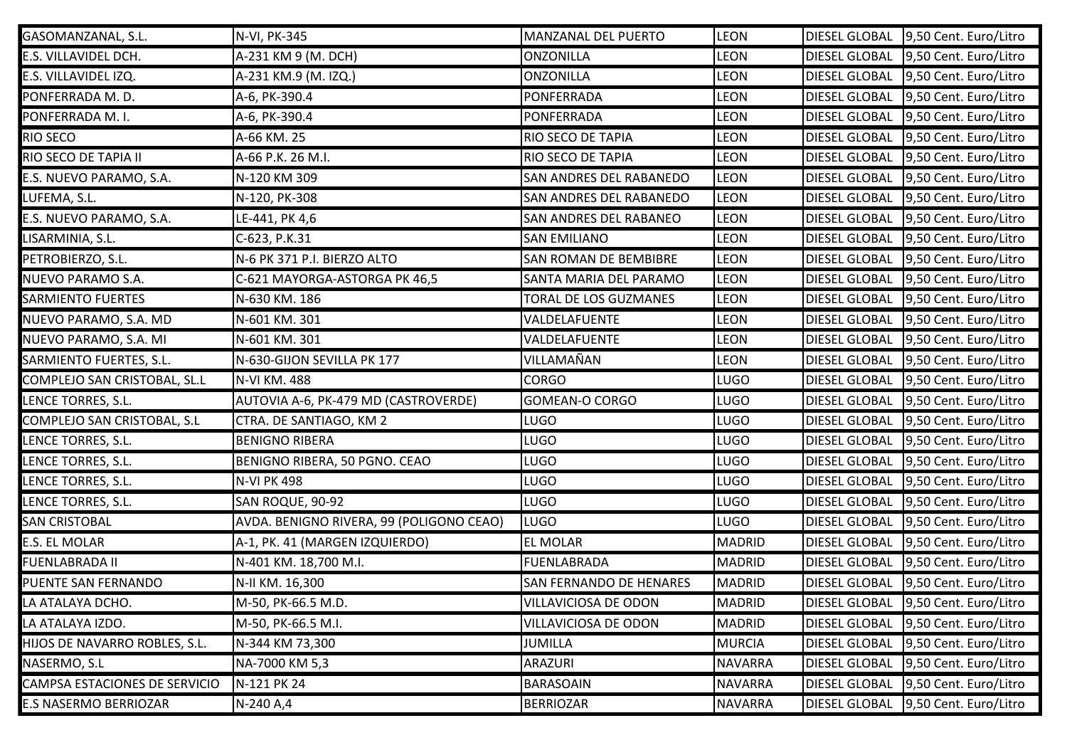| | | | | | |
|---|---|---|---|---|---|
| GASOMANZANAL, S.L. | N-VI, PK-345 | MANZANAL DEL PUERTO | LEON | DIESEL GLOBAL | 9,50 Cent. Euro/Litro |
| E.S. VILLAVIDEL DCH. | A-231 KM 9 (M. DCH) | ONZONILLA | LEON | DIESEL GLOBAL | 9,50 Cent. Euro/Litro |
| E.S. VILLAVIDEL IZQ. | A-231 KM.9 (M. IZQ.) | ONZONILLA | LEON | DIESEL GLOBAL | 9,50 Cent. Euro/Litro |
| PONFERRADA M. D. | A-6, PK-390.4 | PONFERRADA | LEON | DIESEL GLOBAL | 9,50 Cent. Euro/Litro |
| PONFERRADA M. I. | A-6, PK-390.4 | PONFERRADA | LEON | DIESEL GLOBAL | 9,50 Cent. Euro/Litro |
| RIO SECO | A-66 KM. 25 | RIO SECO DE TAPIA | LEON | DIESEL GLOBAL | 9,50 Cent. Euro/Litro |
| RIO SECO DE TAPIA II | A-66 P.K. 26 M.I. | RIO SECO DE TAPIA | LEON | DIESEL GLOBAL | 9,50 Cent. Euro/Litro |
| E.S. NUEVO PARAMO, S.A. | N-120 KM 309 | SAN ANDRES DEL RABANEDO | LEON | DIESEL GLOBAL | 9,50 Cent. Euro/Litro |
| LUFEMA, S.L. | N-120, PK-308 | SAN ANDRES DEL RABANEDO | LEON | DIESEL GLOBAL | 9,50 Cent. Euro/Litro |
| E.S. NUEVO PARAMO, S.A. | LE-441, PK 4,6 | SAN ANDRES DEL RABANEO | LEON | DIESEL GLOBAL | 9,50 Cent. Euro/Litro |
| LISARMINIA, S.L. | C-623, P.K.31 | SAN EMILIANO | LEON | DIESEL GLOBAL | 9,50 Cent. Euro/Litro |
| PETROBIERZO, S.L. | N-6 PK 371 P.I. BIERZO ALTO | SAN ROMAN DE BEMBIBRE | LEON | DIESEL GLOBAL | 9,50 Cent. Euro/Litro |
| NUEVO PARAMO S.A. | C-621 MAYORGA-ASTORGA PK 46,5 | SANTA MARIA DEL PARAMO | LEON | DIESEL GLOBAL | 9,50 Cent. Euro/Litro |
| SARMIENTO FUERTES | N-630 KM. 186 | TORAL DE LOS GUZMANES | LEON | DIESEL GLOBAL | 9,50 Cent. Euro/Litro |
| NUEVO PARAMO, S.A. MD | N-601 KM. 301 | VALDELAFUENTE | LEON | DIESEL GLOBAL | 9,50 Cent. Euro/Litro |
| NUEVO PARAMO, S.A. MI | N-601 KM. 301 | VALDELAFUENTE | LEON | DIESEL GLOBAL | 9,50 Cent. Euro/Litro |
| SARMIENTO FUERTES, S.L. | N-630-GIJON SEVILLA PK 177 | VILLAMAÑAN | LEON | DIESEL GLOBAL | 9,50 Cent. Euro/Litro |
| COMPLEJO SAN CRISTOBAL, SL.L | N-VI KM. 488 | CORGO | LUGO | DIESEL GLOBAL | 9,50 Cent. Euro/Litro |
| LENCE TORRES, S.L. | AUTOVIA A-6, PK-479 MD (CASTROVERDE) | GOMEAN-O CORGO | LUGO | DIESEL GLOBAL | 9,50 Cent. Euro/Litro |
| COMPLEJO SAN CRISTOBAL, S.L | CTRA. DE SANTIAGO, KM 2 | LUGO | LUGO | DIESEL GLOBAL | 9,50 Cent. Euro/Litro |
| LENCE TORRES, S.L. | BENIGNO RIBERA | LUGO | LUGO | DIESEL GLOBAL | 9,50 Cent. Euro/Litro |
| LENCE TORRES, S.L. | BENIGNO RIBERA, 50 PGNO. CEAO | LUGO | LUGO | DIESEL GLOBAL | 9,50 Cent. Euro/Litro |
| LENCE TORRES, S.L. | N-VI PK 498 | LUGO | LUGO | DIESEL GLOBAL | 9,50 Cent. Euro/Litro |
| LENCE TORRES, S.L. | SAN ROQUE, 90-92 | LUGO | LUGO | DIESEL GLOBAL | 9,50 Cent. Euro/Litro |
| SAN CRISTOBAL | AVDA. BENIGNO RIVERA, 99 (POLIGONO CEAO) | LUGO | LUGO | DIESEL GLOBAL | 9,50 Cent. Euro/Litro |
| E.S. EL MOLAR | A-1, PK. 41 (MARGEN IZQUIERDO) | EL MOLAR | MADRID | DIESEL GLOBAL | 9,50 Cent. Euro/Litro |
| FUENLABRADA II | N-401 KM. 18,700 M.I. | FUENLABRADA | MADRID | DIESEL GLOBAL | 9,50 Cent. Euro/Litro |
| PUENTE SAN FERNANDO | N-II KM. 16,300 | SAN FERNANDO DE HENARES | MADRID | DIESEL GLOBAL | 9,50 Cent. Euro/Litro |
| LA ATALAYA DCHO. | M-50, PK-66.5 M.D. | VILLAVICIOSA DE ODON | MADRID | DIESEL GLOBAL | 9,50 Cent. Euro/Litro |
| LA ATALAYA IZDO. | M-50, PK-66.5 M.I. | VILLAVICIOSA DE ODON | MADRID | DIESEL GLOBAL | 9,50 Cent. Euro/Litro |
| HIJOS DE NAVARRO ROBLES, S.L. | N-344 KM 73,300 | JUMILLA | MURCIA | DIESEL GLOBAL | 9,50 Cent. Euro/Litro |
| NASERMO, S.L | NA-7000 KM 5,3 | ARAZURI | NAVARRA | DIESEL GLOBAL | 9,50 Cent. Euro/Litro |
| CAMPSA ESTACIONES DE SERVICIO | N-121 PK 24 | BARASOAIN | NAVARRA | DIESEL GLOBAL | 9,50 Cent. Euro/Litro |
| E.S NASERMO BERRIOZAR | N-240 A,4 | BERRIOZAR | NAVARRA | DIESEL GLOBAL | 9,50 Cent. Euro/Litro |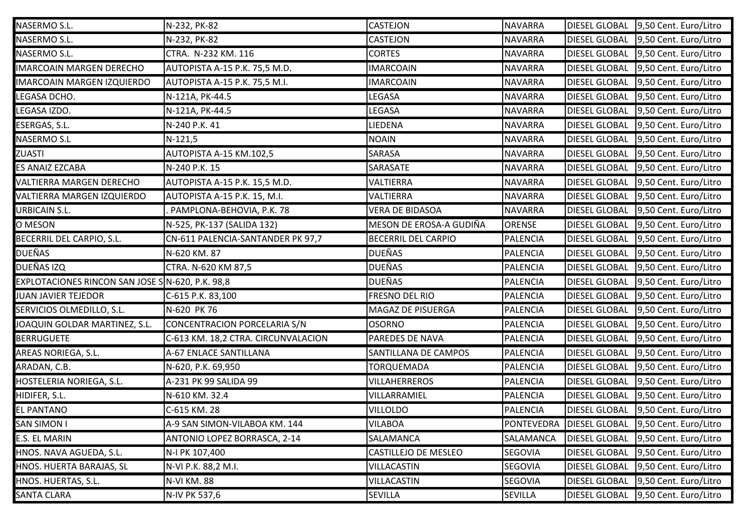| NASERMO S.L. | N-232, PK-82 | CASTEJON | NAVARRA | DIESEL GLOBAL | 9,50 Cent. Euro/Litro |
|---|---|---|---|---|---|
| NASERMO S.L. | N-232, PK-82 | CASTEJON | NAVARRA | DIESEL GLOBAL | 9,50 Cent. Euro/Litro |
| NASERMO S.L. | CTRA. N-232 KM. 116 | CORTES | NAVARRA | DIESEL GLOBAL | 9,50 Cent. Euro/Litro |
| IMARCOAIN MARGEN DERECHO | AUTOPISTA A-15 P.K. 75,5 M.D. | IMARCOAIN | NAVARRA | DIESEL GLOBAL | 9,50 Cent. Euro/Litro |
| IMARCOAIN MARGEN IZQUIERDO | AUTOPISTA A-15 P.K. 75,5 M.I. | IMARCOAIN | NAVARRA | DIESEL GLOBAL | 9,50 Cent. Euro/Litro |
| LEGASA DCHO. | N-121A, PK-44.5 | LEGASA | NAVARRA | DIESEL GLOBAL | 9,50 Cent. Euro/Litro |
| LEGASA IZDO. | N-121A, PK-44.5 | LEGASA | NAVARRA | DIESEL GLOBAL | 9,50 Cent. Euro/Litro |
| ESERGAS, S.L. | N-240 P.K. 41 | LIEDENA | NAVARRA | DIESEL GLOBAL | 9,50 Cent. Euro/Litro |
| NASERMO S.L | N-121,5 | NOAIN | NAVARRA | DIESEL GLOBAL | 9,50 Cent. Euro/Litro |
| ZUASTI | AUTOPISTA A-15 KM.102,5 | SARASA | NAVARRA | DIESEL GLOBAL | 9,50 Cent. Euro/Litro |
| ES ANAIZ EZCABA | N-240 P.K. 15 | SARASATE | NAVARRA | DIESEL GLOBAL | 9,50 Cent. Euro/Litro |
| VALTIERRA MARGEN DERECHO | AUTOPISTA A-15 P.K. 15,5 M.D. | VALTIERRA | NAVARRA | DIESEL GLOBAL | 9,50 Cent. Euro/Litro |
| VALTIERRA MARGEN IZQUIERDO | AUTOPISTA A-15 P.K. 15, M.I. | VALTIERRA | NAVARRA | DIESEL GLOBAL | 9,50 Cent. Euro/Litro |
| URBICAIN S.L. | . PAMPLONA-BEHOVIA, P.K. 78 | VERA DE BIDASOA | NAVARRA | DIESEL GLOBAL | 9,50 Cent. Euro/Litro |
| O MESON | N-525, PK-137 (SALIDA 132) | MESON DE EROSA-A GUDIÑA | ORENSE | DIESEL GLOBAL | 9,50 Cent. Euro/Litro |
| BECERRIL DEL CARPIO, S.L. | CN-611 PALENCIA-SANTANDER PK 97,7 | BECERRIL DEL CARPIO | PALENCIA | DIESEL GLOBAL | 9,50 Cent. Euro/Litro |
| DUEÑAS | N-620 KM. 87 | DUEÑAS | PALENCIA | DIESEL GLOBAL | 9,50 Cent. Euro/Litro |
| DUEÑAS IZQ | CTRA. N-620 KM 87,5 | DUEÑAS | PALENCIA | DIESEL GLOBAL | 9,50 Cent. Euro/Litro |
| EXPLOTACIONES RINCON SAN JOSE S | N-620, P.K. 98,8 | DUEÑAS | PALENCIA | DIESEL GLOBAL | 9,50 Cent. Euro/Litro |
| JUAN JAVIER TEJEDOR | C-615 P.K. 83,100 | FRESNO DEL RIO | PALENCIA | DIESEL GLOBAL | 9,50 Cent. Euro/Litro |
| SERVICIOS OLMEDILLO, S.L. | N-620 PK 76 | MAGAZ DE PISUERGA | PALENCIA | DIESEL GLOBAL | 9,50 Cent. Euro/Litro |
| JOAQUIN GOLDAR MARTINEZ, S.L. | CONCENTRACION PORCELARIA S/N | OSORNO | PALENCIA | DIESEL GLOBAL | 9,50 Cent. Euro/Litro |
| BERRUGUETE | C-613 KM. 18,2 CTRA. CIRCUNVALACION | PAREDES DE NAVA | PALENCIA | DIESEL GLOBAL | 9,50 Cent. Euro/Litro |
| AREAS NORIEGA, S.L. | A-67 ENLACE SANTILLANA | SANTILLANA DE CAMPOS | PALENCIA | DIESEL GLOBAL | 9,50 Cent. Euro/Litro |
| ARADAN, C.B. | N-620, P.K. 69,950 | TORQUEMADA | PALENCIA | DIESEL GLOBAL | 9,50 Cent. Euro/Litro |
| HOSTELERIA NORIEGA, S.L. | A-231 PK 99 SALIDA 99 | VILLAHERREROS | PALENCIA | DIESEL GLOBAL | 9,50 Cent. Euro/Litro |
| HIDIFER, S.L. | N-610 KM. 32.4 | VILLARRAMIEL | PALENCIA | DIESEL GLOBAL | 9,50 Cent. Euro/Litro |
| EL PANTANO | C-615 KM. 28 | VILLOLDO | PALENCIA | DIESEL GLOBAL | 9,50 Cent. Euro/Litro |
| SAN SIMON I | A-9 SAN SIMON-VILABOA KM. 144 | VILABOA | PONTEVEDRA | DIESEL GLOBAL | 9,50 Cent. Euro/Litro |
| E.S. EL MARIN | ANTONIO LOPEZ BORRASCA, 2-14 | SALAMANCA | SALAMANCA | DIESEL GLOBAL | 9,50 Cent. Euro/Litro |
| HNOS. NAVA AGUEDA, S.L. | N-I PK 107,400 | CASTILLEJO DE MESLEO | SEGOVIA | DIESEL GLOBAL | 9,50 Cent. Euro/Litro |
| HNOS. HUERTA BARAJAS, SL | N-VI P.K. 88,2 M.I. | VILLACASTIN | SEGOVIA | DIESEL GLOBAL | 9,50 Cent. Euro/Litro |
| HNOS. HUERTAS, S.L. | N-VI KM. 88 | VILLACASTIN | SEGOVIA | DIESEL GLOBAL | 9,50 Cent. Euro/Litro |
| SANTA CLARA | N-IV PK 537,6 | SEVILLA | SEVILLA | DIESEL GLOBAL | 9,50 Cent. Euro/Litro |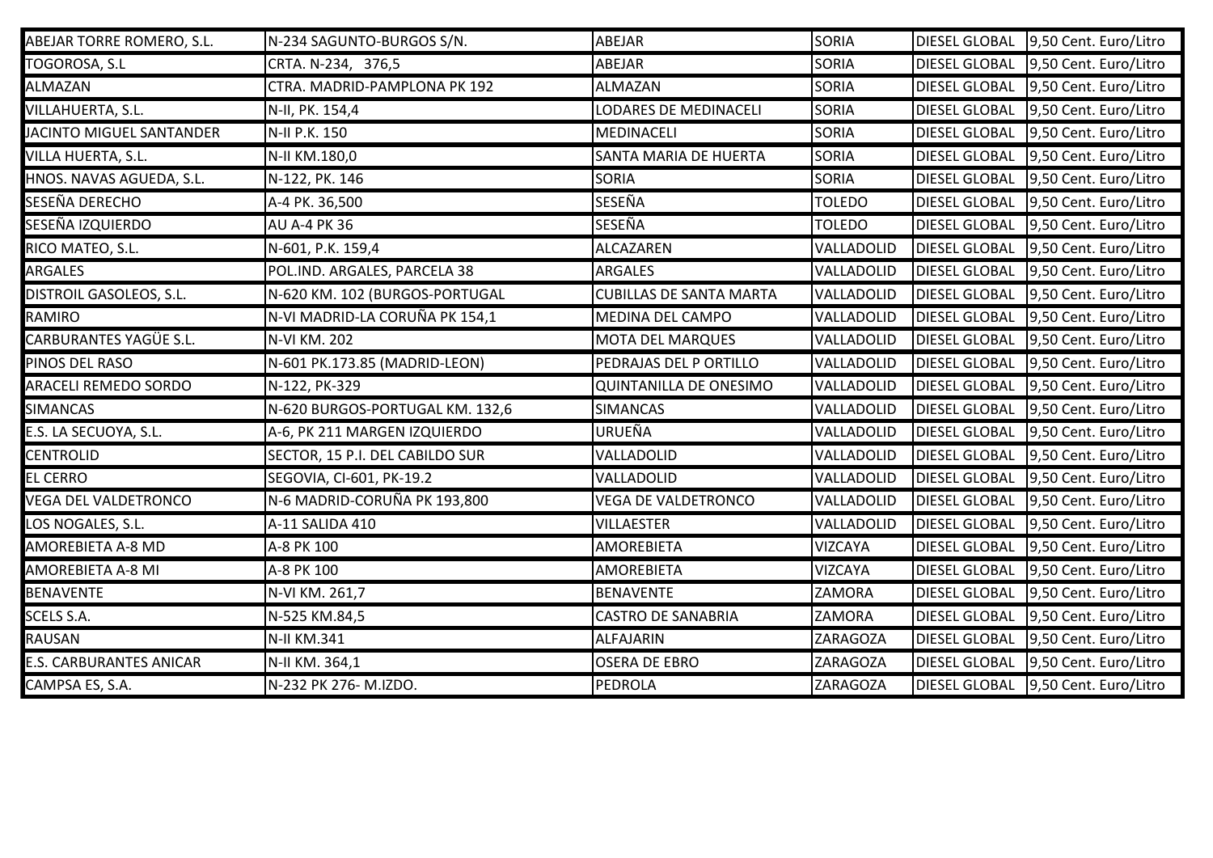| | | | | | |
|---|---|---|---|---|---|
| ABEJAR TORRE ROMERO, S.L. | N-234 SAGUNTO-BURGOS S/N. | ABEJAR | SORIA | DIESEL GLOBAL | 9,50 Cent. Euro/Litro |
| TOGOROSA, S.L | CRTA. N-234, 376,5 | ABEJAR | SORIA | DIESEL GLOBAL | 9,50 Cent. Euro/Litro |
| ALMAZAN | CTRA. MADRID-PAMPLONA PK 192 | ALMAZAN | SORIA | DIESEL GLOBAL | 9,50 Cent. Euro/Litro |
| VILLAHUERTA, S.L. | N-II, PK. 154,4 | LODARES DE MEDINACELI | SORIA | DIESEL GLOBAL | 9,50 Cent. Euro/Litro |
| JACINTO MIGUEL SANTANDER | N-II P.K. 150 | MEDINACELI | SORIA | DIESEL GLOBAL | 9,50 Cent. Euro/Litro |
| VILLA HUERTA, S.L. | N-II KM.180,0 | SANTA MARIA DE HUERTA | SORIA | DIESEL GLOBAL | 9,50 Cent. Euro/Litro |
| HNOS. NAVAS AGUEDA, S.L. | N-122, PK. 146 | SORIA | SORIA | DIESEL GLOBAL | 9,50 Cent. Euro/Litro |
| SESEÑA DERECHO | A-4 PK. 36,500 | SESEÑA | TOLEDO | DIESEL GLOBAL | 9,50 Cent. Euro/Litro |
| SESEÑA IZQUIERDO | AU A-4 PK 36 | SESEÑA | TOLEDO | DIESEL GLOBAL | 9,50 Cent. Euro/Litro |
| RICO MATEO, S.L. | N-601, P.K. 159,4 | ALCAZAREN | VALLADOLID | DIESEL GLOBAL | 9,50 Cent. Euro/Litro |
| ARGALES | POL.IND. ARGALES, PARCELA 38 | ARGALES | VALLADOLID | DIESEL GLOBAL | 9,50 Cent. Euro/Litro |
| DISTROIL GASOLEOS, S.L. | N-620 KM. 102 (BURGOS-PORTUGAL | CUBILLAS DE SANTA MARTA | VALLADOLID | DIESEL GLOBAL | 9,50 Cent. Euro/Litro |
| RAMIRO | N-VI MADRID-LA CORUÑA PK 154,1 | MEDINA DEL CAMPO | VALLADOLID | DIESEL GLOBAL | 9,50 Cent. Euro/Litro |
| CARBURANTES YAGÜE S.L. | N-VI KM. 202 | MOTA DEL MARQUES | VALLADOLID | DIESEL GLOBAL | 9,50 Cent. Euro/Litro |
| PINOS DEL RASO | N-601 PK.173.85 (MADRID-LEON) | PEDRAJAS DEL P ORTILLO | VALLADOLID | DIESEL GLOBAL | 9,50 Cent. Euro/Litro |
| ARACELI REMEDO SORDO | N-122, PK-329 | QUINTANILLA DE ONESIMO | VALLADOLID | DIESEL GLOBAL | 9,50 Cent. Euro/Litro |
| SIMANCAS | N-620 BURGOS-PORTUGAL KM. 132,6 | SIMANCAS | VALLADOLID | DIESEL GLOBAL | 9,50 Cent. Euro/Litro |
| E.S. LA SECUOYA, S.L. | A-6, PK 211 MARGEN IZQUIERDO | URUEÑA | VALLADOLID | DIESEL GLOBAL | 9,50 Cent. Euro/Litro |
| CENTROLID | SECTOR, 15 P.I. DEL CABILDO SUR | VALLADOLID | VALLADOLID | DIESEL GLOBAL | 9,50 Cent. Euro/Litro |
| EL CERRO | SEGOVIA, CI-601, PK-19.2 | VALLADOLID | VALLADOLID | DIESEL GLOBAL | 9,50 Cent. Euro/Litro |
| VEGA DEL VALDETRONCO | N-6 MADRID-CORUÑA PK 193,800 | VEGA DE VALDETRONCO | VALLADOLID | DIESEL GLOBAL | 9,50 Cent. Euro/Litro |
| LOS NOGALES, S.L. | A-11 SALIDA 410 | VILLAESTER | VALLADOLID | DIESEL GLOBAL | 9,50 Cent. Euro/Litro |
| AMOREBIETA A-8 MD | A-8 PK 100 | AMOREBIETA | VIZCAYA | DIESEL GLOBAL | 9,50 Cent. Euro/Litro |
| AMOREBIETA A-8 MI | A-8 PK 100 | AMOREBIETA | VIZCAYA | DIESEL GLOBAL | 9,50 Cent. Euro/Litro |
| BENAVENTE | N-VI KM. 261,7 | BENAVENTE | ZAMORA | DIESEL GLOBAL | 9,50 Cent. Euro/Litro |
| SCELS S.A. | N-525 KM.84,5 | CASTRO DE SANABRIA | ZAMORA | DIESEL GLOBAL | 9,50 Cent. Euro/Litro |
| RAUSAN | N-II KM.341 | ALFAJARIN | ZARAGOZA | DIESEL GLOBAL | 9,50 Cent. Euro/Litro |
| E.S. CARBURANTES ANICAR | N-II KM. 364,1 | OSERA DE EBRO | ZARAGOZA | DIESEL GLOBAL | 9,50 Cent. Euro/Litro |
| CAMPSA ES, S.A. | N-232 PK 276- M.IZDO. | PEDROLA | ZARAGOZA | DIESEL GLOBAL | 9,50 Cent. Euro/Litro |